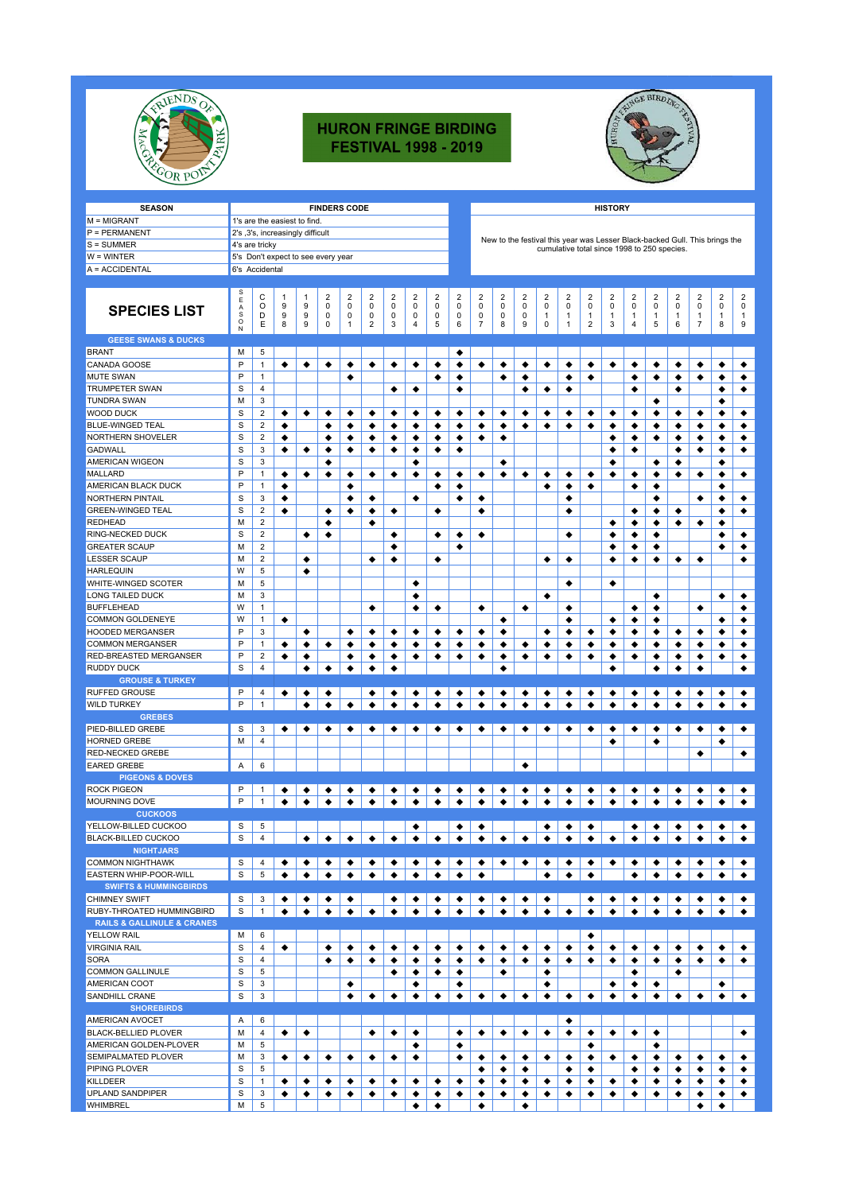# HURON FRINGE BIRDING FESTIVAL 1998 - 2019

| SEASON | FINDERS CODE |
|---|---|
| M = MIGRANT | 1's are the easiest to find. |
| P = PERMANENT | 2's ,3's, increasingly difficult |
| S = SUMMER | 4's are tricky |
| W = WINTER | 5's Don't expect to see every year |
| A = ACCIDENTAL | 6's Accidental |

**HISTORY**

New to the festival this year was Lesser Black-backed Gull. This brings the cumulative total since 1998 to 250 species.

| SPECIES LIST | SEASON | CODE | 1998 | 1999 | 2000 | 2001 | 2002 | 2003 | 2004 | 2005 | 2006 | 2007 | 2008 | 2009 | 2010 | 2011 | 2012 | 2013 | 2014 | 2015 | 2016 | 2017 | 2018 | 2019 |
|---|---|---|---|---|---|---|---|---|---|---|---|---|---|---|---|---|---|---|---|---|---|---|---|---|
| **GEESE SWANS & DUCKS** | | | | | | | | | | | | | | | | | | | | | | | | |
| BRANT | M | 5 | | | | | | | | | ◆ | | | | | | | | | | | | | |
| CANADA GOOSE | P | 1 | ◆ | ◆ | ◆ | ◆ | ◆ | ◆ | ◆ | ◆ | ◆ | ◆ | ◆ | ◆ | ◆ | ◆ | ◆ | ◆ | ◆ | ◆ | ◆ | ◆ | ◆ | ◆ |
| MUTE SWAN | P | 1 | | | | ◆ | | | | ◆ | ◆ | | ◆ | ◆ | | ◆ | ◆ | | ◆ | ◆ | ◆ | ◆ | ◆ | ◆ |
| TRUMPETER SWAN | S | 4 | | | | | | ◆ | ◆ | | ◆ | | | ◆ | ◆ | ◆ | | | ◆ | | ◆ | | ◆ | ◆ |
| TUNDRA SWAN | M | 3 | | | | | | | | | | | | | | | | | | ◆ | | | ◆ | |
| WOOD DUCK | S | 2 | ◆ | ◆ | ◆ | ◆ | ◆ | ◆ | ◆ | ◆ | ◆ | ◆ | ◆ | ◆ | ◆ | ◆ | ◆ | ◆ | ◆ | ◆ | ◆ | ◆ | ◆ | ◆ |
| BLUE-WINGED TEAL | S | 2 | ◆ | ◆ | ◆ | ◆ | ◆ | ◆ | ◆ | ◆ | ◆ | ◆ | ◆ | ◆ | ◆ | ◆ | ◆ | ◆ | ◆ | ◆ | ◆ | ◆ | ◆ | ◆ |
| NORTHERN SHOVELER | S | 2 | ◆ | | ◆ | ◆ | ◆ | ◆ | ◆ | ◆ | ◆ | ◆ | ◆ | | | | | ◆ | ◆ | ◆ | ◆ | ◆ | ◆ | ◆ |
| GADWALL | S | 3 | ◆ | ◆ | ◆ | ◆ | ◆ | ◆ | ◆ | ◆ | ◆ | | | | | | | ◆ | ◆ | | ◆ | ◆ | ◆ | ◆ |
| AMERICAN WIGEON | S | 3 | | | ◆ | | | | ◆ | | | | ◆ | | | | | ◆ | | ◆ | ◆ | | ◆ | |
| MALLARD | P | 1 | ◆ | ◆ | ◆ | ◆ | ◆ | ◆ | ◆ | ◆ | ◆ | ◆ | ◆ | ◆ | ◆ | ◆ | ◆ | ◆ | ◆ | ◆ | ◆ | ◆ | ◆ | ◆ |
| AMERICAN BLACK DUCK | P | 1 | ◆ | | | ◆ | | | | ◆ | ◆ | | | | ◆ | ◆ | ◆ | | ◆ | ◆ | | | ◆ | |
| NORTHERN PINTAIL | S | 3 | ◆ | | | ◆ | ◆ | | ◆ | | ◆ | ◆ | | | | ◆ | | | | ◆ | | ◆ | ◆ | ◆ |
| GREEN-WINGED TEAL | S | 2 | ◆ | | ◆ | ◆ | ◆ | ◆ | | ◆ | | ◆ | | | | ◆ | | | ◆ | ◆ | ◆ | | ◆ | ◆ |
| REDHEAD | M | 2 | | | ◆ | | ◆ | | | | | | | | | | | ◆ | ◆ | ◆ | ◆ | ◆ | ◆ | |
| RING-NECKED DUCK | S | 2 | | ◆ | ◆ | | | ◆ | | ◆ | ◆ | ◆ | | | | ◆ | | ◆ | ◆ | ◆ | | | ◆ | ◆ |
| GREATER SCAUP | M | 2 | | | | | | ◆ | | | ◆ | | | | | | | ◆ | ◆ | ◆ | | | ◆ | ◆ |
| LESSER SCAUP | M | 2 | | ◆ | | | ◆ | ◆ | | ◆ | | | | | ◆ | ◆ | | ◆ | ◆ | ◆ | ◆ | ◆ | | ◆ |
| HARLEQUIN | W | 5 | | ◆ | | | | | | | | | | | | | | | | | | | | |
| WHITE-WINGED SCOTER | M | 5 | | | | | | | ◆ | | | | | | | ◆ | | ◆ | | | | | | |
| LONG TAILED DUCK | M | 3 | | | | | | | ◆ | | | | | | ◆ | | | | | ◆ | | | ◆ | ◆ |
| BUFFLEHEAD | W | 1 | | | | | ◆ | | ◆ | ◆ | | ◆ | | ◆ | | ◆ | | | ◆ | ◆ | | ◆ | | ◆ |
| COMMON GOLDENEYE | W | 1 | ◆ | | | | | | | | | | ◆ | | | ◆ | | ◆ | ◆ | ◆ | | | ◆ | ◆ |
| HOODED MERGANSER | P | 3 | | ◆ | | ◆ | ◆ | ◆ | ◆ | ◆ | ◆ | ◆ | ◆ | | ◆ | ◆ | ◆ | ◆ | ◆ | ◆ | ◆ | ◆ | ◆ | ◆ |
| COMMON MERGANSER | P | 1 | ◆ | ◆ | ◆ | ◆ | ◆ | ◆ | ◆ | ◆ | ◆ | ◆ | ◆ | ◆ | ◆ | ◆ | ◆ | ◆ | ◆ | ◆ | ◆ | ◆ | ◆ | ◆ |
| RED-BREASTED MERGANSER | P | 2 | ◆ | ◆ | | ◆ | ◆ | ◆ | ◆ | ◆ | ◆ | ◆ | ◆ | ◆ | ◆ | ◆ | ◆ | ◆ | ◆ | ◆ | ◆ | ◆ | ◆ | ◆ |
| RUDDY DUCK | S | 4 | | ◆ | ◆ | ◆ | ◆ | ◆ | | | | | ◆ | | | | | ◆ | | ◆ | ◆ | ◆ | | ◆ |
| **GROUSE & TURKEY** | | | | | | | | | | | | | | | | | | | | | | | | |
| RUFFED GROUSE | P | 4 | ◆ | ◆ | ◆ | | ◆ | ◆ | ◆ | ◆ | ◆ | ◆ | ◆ | ◆ | ◆ | ◆ | ◆ | ◆ | ◆ | ◆ | ◆ | ◆ | ◆ | ◆ |
| WILD TURKEY | P | 1 | | ◆ | ◆ | ◆ | ◆ | ◆ | ◆ | ◆ | ◆ | ◆ | ◆ | ◆ | ◆ | ◆ | ◆ | ◆ | ◆ | ◆ | ◆ | ◆ | ◆ | ◆ |
| **GREBES** | | | | | | | | | | | | | | | | | | | | | | | | |
| PIED-BILLED GREBE | S | 3 | ◆ | ◆ | ◆ | ◆ | ◆ | ◆ | ◆ | ◆ | ◆ | ◆ | ◆ | ◆ | ◆ | ◆ | ◆ | ◆ | ◆ | ◆ | ◆ | ◆ | ◆ | ◆ |
| HORNED GREBE | M | 4 | | | | | | | | | | | | | | | | ◆ | | ◆ | | | ◆ | |
| RED-NECKED GREBE | | | | | | | | | | | | | | | | | | | | | | ◆ | | ◆ |
| EARED GREBE | A | 6 | | | | | | | | | | | | ◆ | | | | | | | | | | |
| **PIGEONS & DOVES** | | | | | | | | | | | | | | | | | | | | | | | | |
| ROCK PIGEON | P | 1 | ◆ | ◆ | ◆ | ◆ | ◆ | ◆ | ◆ | ◆ | ◆ | ◆ | ◆ | ◆ | ◆ | ◆ | ◆ | ◆ | ◆ | ◆ | ◆ | ◆ | ◆ | ◆ |
| MOURNING DOVE | P | 1 | ◆ | ◆ | ◆ | ◆ | ◆ | ◆ | ◆ | ◆ | ◆ | ◆ | ◆ | ◆ | ◆ | ◆ | ◆ | ◆ | ◆ | ◆ | ◆ | ◆ | ◆ | ◆ |
| **CUCKOOS** | | | | | | | | | | | | | | | | | | | | | | | | |
| YELLOW-BILLED CUCKOO | S | 5 | | | | | | | ◆ | | ◆ | ◆ | | | ◆ | ◆ | ◆ | | ◆ | ◆ | ◆ | ◆ | ◆ | ◆ |
| BLACK-BILLED CUCKOO | S | 4 | | ◆ | ◆ | ◆ | ◆ | ◆ | ◆ | ◆ | ◆ | ◆ | ◆ | ◆ | ◆ | ◆ | ◆ | ◆ | ◆ | ◆ | ◆ | ◆ | ◆ | ◆ |
| **NIGHTJARS** | | | | | | | | | | | | | | | | | | | | | | | | |
| COMMON NIGHTHAWK | S | 4 | ◆ | ◆ | ◆ | ◆ | ◆ | ◆ | ◆ | ◆ | ◆ | ◆ | ◆ | ◆ | ◆ | ◆ | ◆ | ◆ | ◆ | ◆ | ◆ | ◆ | ◆ | ◆ |
| EASTERN WHIP-POOR-WILL | S | 5 | ◆ | ◆ | ◆ | ◆ | ◆ | ◆ | ◆ | ◆ | ◆ | ◆ | | | ◆ | ◆ | ◆ | | ◆ | ◆ | ◆ | ◆ | ◆ | ◆ |
| **SWIFTS & HUMMINGBIRDS** | | | | | | | | | | | | | | | | | | | | | | | | |
| CHIMNEY SWIFT | S | 3 | ◆ | ◆ | ◆ | ◆ | | ◆ | ◆ | ◆ | ◆ | ◆ | ◆ | ◆ | ◆ | | ◆ | ◆ | ◆ | ◆ | ◆ | ◆ | ◆ | ◆ |
| RUBY-THROATED HUMMINGBIRD | S | 1 | ◆ | ◆ | ◆ | ◆ | ◆ | ◆ | ◆ | ◆ | ◆ | ◆ | ◆ | ◆ | ◆ | ◆ | ◆ | ◆ | ◆ | ◆ | ◆ | ◆ | ◆ | ◆ |
| **RAILS & GALLINULE & CRANES** | | | | | | | | | | | | | | | | | | | | | | | | |
| YELLOW RAIL | M | 6 | | | | | | | | | | | | | | | ◆ | | | | | | | |
| VIRGINIA RAIL | S | 4 | ◆ | | ◆ | ◆ | ◆ | ◆ | ◆ | ◆ | ◆ | ◆ | ◆ | ◆ | ◆ | ◆ | ◆ | ◆ | ◆ | ◆ | ◆ | ◆ | ◆ | ◆ |
| SORA | S | 4 | | | ◆ | ◆ | ◆ | ◆ | ◆ | ◆ | ◆ | ◆ | ◆ | ◆ | ◆ | ◆ | ◆ | ◆ | ◆ | ◆ | ◆ | ◆ | ◆ | ◆ |
| COMMON GALLINULE | S | 5 | | | | | | ◆ | ◆ | ◆ | ◆ | | ◆ | | ◆ | | | | ◆ | | ◆ | | | |
| AMERICAN COOT | S | 3 | | | | ◆ | | | ◆ | | ◆ | | | | ◆ | | | ◆ | ◆ | ◆ | | | ◆ | |
| SANDHILL CRANE | S | 3 | | | | | ◆ | ◆ | ◆ | ◆ | ◆ | ◆ | ◆ | ◆ | ◆ | ◆ | ◆ | ◆ | ◆ | ◆ | ◆ | ◆ | ◆ | ◆ |
| **SHOREBIRDS** | | | | | | | | | | | | | | | | | | | | | | | | |
| AMERICAN AVOCET | A | 6 | | | | | | | | | | | | | | ◆ | | | | | | | | |
| BLACK-BELLIED PLOVER | M | 4 | ◆ | ◆ | | | ◆ | ◆ | ◆ | | ◆ | ◆ | ◆ | ◆ | ◆ | ◆ | ◆ | ◆ | ◆ | ◆ | | | | ◆ |
| AMERICAN GOLDEN-PLOVER | M | 5 | | | | | | | ◆ | | ◆ | | | | | | ◆ | | | ◆ | | | | |
| SEMIPALMATED PLOVER | M | 3 | ◆ | ◆ | ◆ | ◆ | ◆ | ◆ | ◆ | | ◆ | ◆ | ◆ | ◆ | ◆ | ◆ | ◆ | ◆ | ◆ | ◆ | ◆ | ◆ | ◆ | ◆ |
| PIPING PLOVER | S | 5 | | | | | | | | | | ◆ | ◆ | ◆ | | ◆ | ◆ | | ◆ | ◆ | ◆ | ◆ | ◆ | ◆ |
| KILLDEER | S | 1 | ◆ | ◆ | ◆ | ◆ | ◆ | ◆ | ◆ | ◆ | ◆ | ◆ | ◆ | ◆ | ◆ | ◆ | ◆ | ◆ | ◆ | ◆ | ◆ | ◆ | ◆ | ◆ |
| UPLAND SANDPIPER | S | 3 | ◆ | ◆ | ◆ | ◆ | ◆ | ◆ | ◆ | ◆ | ◆ | ◆ | ◆ | ◆ | ◆ | ◆ | ◆ | ◆ | ◆ | ◆ | ◆ | ◆ | ◆ | ◆ |
| WHIMBREL | M | 5 | | | | | | | ◆ | ◆ | | ◆ | | ◆ | | | | | | | | ◆ | ◆ | |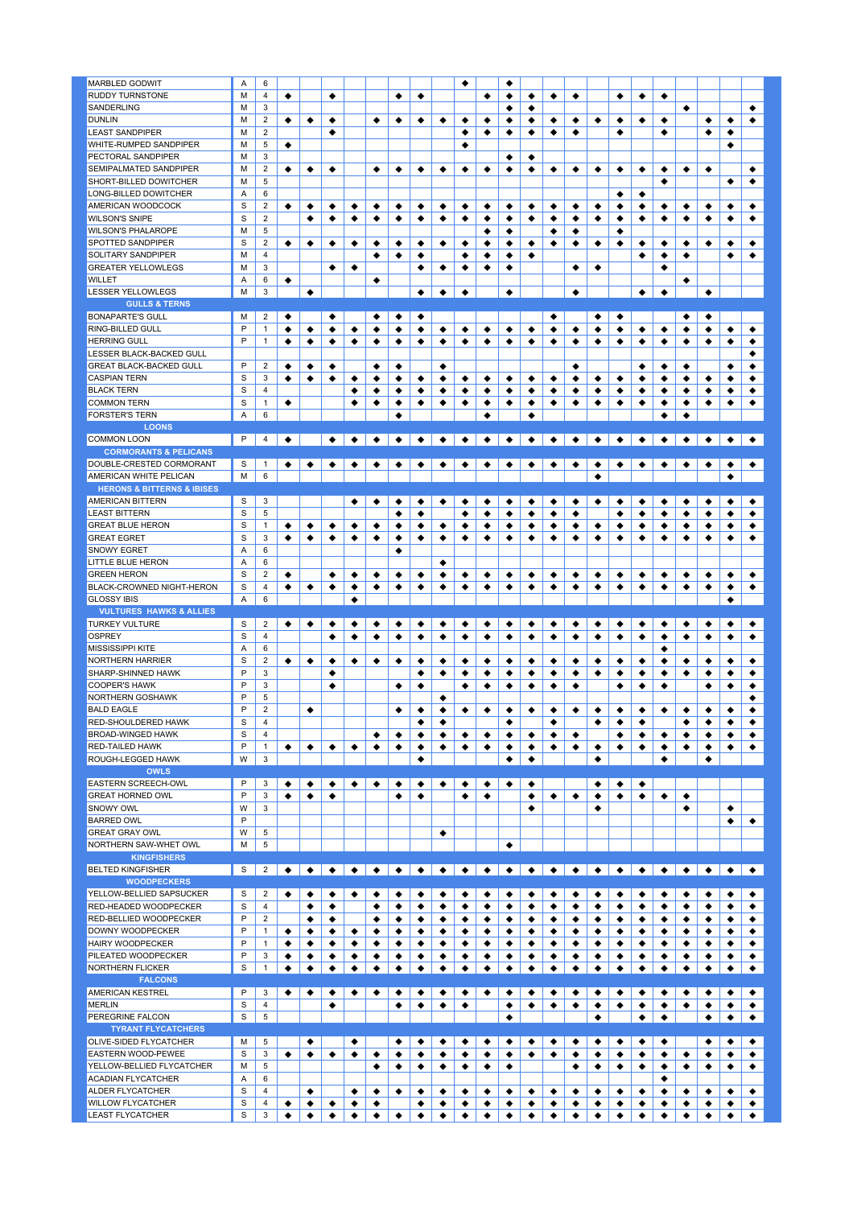| Species | Status | Abundance | | | | | | | | | | | | | | | | | | | | | | |
|---|---|---|---|---|---|---|---|---|---|---|---|---|---|---|---|---|---|---|---|---|---|---|---|---|
| MARBLED GODWIT | A | 6 | | | | | | | | | ◆ | | ◆ | | | | | | | | | | | |
| RUDDY TURNSTONE | M | 4 | ◆ | | ◆ | | | ◆ | ◆ | | | ◆ | ◆ | ◆ | ◆ | ◆ | | ◆ | ◆ | ◆ | | | | |
| SANDERLING | M | 3 | | | | | | | | | | | ◆ | ◆ | | | | | | | ◆ | | | ◆ |
| DUNLIN | M | 2 | ◆ | ◆ | ◆ | | ◆ | ◆ | ◆ | ◆ | ◆ | ◆ | ◆ | ◆ | ◆ | ◆ | ◆ | ◆ | ◆ | ◆ | | ◆ | ◆ | ◆ |
| LEAST SANDPIPER | M | 2 | | | ◆ | | | | | | ◆ | ◆ | ◆ | ◆ | ◆ | ◆ | | ◆ | | ◆ | | ◆ | ◆ | |
| WHITE-RUMPED SANDPIPER | M | 5 | ◆ | | | | | | | | ◆ | | | | | | | | | | | | ◆ | |
| PECTORAL SANDPIPER | M | 3 | | | | | | | | | | | ◆ | ◆ | | | | | | | | | | |
| SEMIPALMATED SANDPIPER | M | 2 | ◆ | ◆ | ◆ | | ◆ | ◆ | ◆ | ◆ | ◆ | ◆ | ◆ | ◆ | ◆ | ◆ | ◆ | ◆ | ◆ | ◆ | ◆ | ◆ | | ◆ |
| SHORT-BILLED DOWITCHER | M | 5 | | | | | | | | | | | | | | | | | | ◆ | | | ◆ | ◆ |
| LONG-BILLED DOWITCHER | A | 6 | | | | | | | | | | | | | | | | ◆ | ◆ | | | | | |
| AMERICAN WOODCOCK | S | 2 | ◆ | ◆ | ◆ | ◆ | ◆ | ◆ | ◆ | ◆ | ◆ | ◆ | ◆ | ◆ | ◆ | ◆ | ◆ | ◆ | ◆ | ◆ | ◆ | ◆ | ◆ | ◆ |
| WILSON'S SNIPE | S | 2 | | ◆ | ◆ | ◆ | ◆ | ◆ | ◆ | ◆ | ◆ | ◆ | ◆ | ◆ | ◆ | ◆ | ◆ | ◆ | ◆ | ◆ | ◆ | ◆ | ◆ | ◆ |
| WILSON'S PHALAROPE | M | 5 | | | | | | | | | | ◆ | ◆ | | ◆ | ◆ | | ◆ | | | | | | |
| SPOTTED SANDPIPER | S | 2 | ◆ | ◆ | ◆ | ◆ | ◆ | ◆ | ◆ | ◆ | ◆ | ◆ | ◆ | ◆ | ◆ | ◆ | ◆ | ◆ | ◆ | ◆ | ◆ | ◆ | ◆ | ◆ |
| SOLITARY SANDPIPER | M | 4 | | | | | ◆ | ◆ | ◆ | | ◆ | ◆ | ◆ | ◆ | | | | | ◆ | ◆ | ◆ | | ◆ | ◆ |
| GREATER YELLOWLEGS | M | 3 | | | ◆ | ◆ | | | ◆ | ◆ | ◆ | ◆ | ◆ | | | ◆ | ◆ | | | ◆ | | | | |
| WILLET | A | 6 | ◆ | | | | ◆ | | | | | | | | | | | | | | ◆ | | | |
| LESSER YELLOWLEGS | M | 3 | | ◆ | | | | | ◆ | ◆ | ◆ | | ◆ | | | ◆ | | | ◆ | ◆ | | ◆ | | |
| **GULLS & TERNS** | | | | | | | | | | | | | | | | | | | | | | | | |
| BONAPARTE'S GULL | M | 2 | ◆ | | ◆ | | ◆ | ◆ | ◆ | | | | | | ◆ | | ◆ | ◆ | | | ◆ | ◆ | | |
| RING-BILLED GULL | P | 1 | ◆ | ◆ | ◆ | ◆ | ◆ | ◆ | ◆ | ◆ | ◆ | ◆ | ◆ | ◆ | ◆ | ◆ | ◆ | ◆ | ◆ | ◆ | ◆ | ◆ | ◆ | ◆ |
| HERRING GULL | P | 1 | ◆ | ◆ | ◆ | ◆ | ◆ | ◆ | ◆ | ◆ | ◆ | ◆ | ◆ | ◆ | ◆ | ◆ | ◆ | ◆ | ◆ | ◆ | ◆ | ◆ | ◆ | ◆ |
| LESSER BLACK-BACKED GULL | | | | | | | | | | | | | | | | | | | | | | | | ◆ |
| GREAT BLACK-BACKED GULL | P | 2 | ◆ | ◆ | ◆ | | ◆ | ◆ | | ◆ | | | | | | ◆ | | | ◆ | ◆ | ◆ | | ◆ | ◆ |
| CASPIAN TERN | S | 3 | ◆ | ◆ | ◆ | ◆ | ◆ | ◆ | ◆ | ◆ | ◆ | ◆ | ◆ | ◆ | ◆ | ◆ | ◆ | ◆ | ◆ | ◆ | ◆ | ◆ | ◆ | ◆ |
| BLACK TERN | S | 4 | | | | ◆ | ◆ | ◆ | ◆ | ◆ | ◆ | ◆ | ◆ | ◆ | ◆ | ◆ | ◆ | ◆ | ◆ | ◆ | ◆ | ◆ | ◆ | ◆ |
| COMMON TERN | S | 1 | ◆ | | | ◆ | ◆ | ◆ | ◆ | ◆ | ◆ | ◆ | ◆ | ◆ | ◆ | ◆ | ◆ | ◆ | ◆ | ◆ | ◆ | ◆ | ◆ | ◆ |
| FORSTER'S TERN | A | 6 | | | | | | ◆ | | | | ◆ | | ◆ | | | | | | ◆ | ◆ | | | |
| **LOONS** | | | | | | | | | | | | | | | | | | | | | | | | |
| COMMON LOON | P | 4 | ◆ | | ◆ | ◆ | ◆ | ◆ | ◆ | ◆ | ◆ | ◆ | ◆ | ◆ | ◆ | ◆ | ◆ | ◆ | ◆ | ◆ | ◆ | ◆ | ◆ | ◆ |
| **CORMORANTS & PELICANS** | | | | | | | | | | | | | | | | | | | | | | | | |
| DOUBLE-CRESTED CORMORANT | S | 1 | ◆ | ◆ | ◆ | ◆ | ◆ | ◆ | ◆ | ◆ | ◆ | ◆ | ◆ | ◆ | ◆ | ◆ | ◆ | ◆ | ◆ | ◆ | ◆ | ◆ | ◆ | ◆ |
| AMERICAN WHITE PELICAN | M | 6 | | | | | | | | | | | | | | | ◆ | | | | | | ◆ | |
| **HERONS & BITTERNS & IBISES** | | | | | | | | | | | | | | | | | | | | | | | | |
| AMERICAN BITTERN | S | 3 | | | | ◆ | ◆ | ◆ | ◆ | ◆ | ◆ | ◆ | ◆ | ◆ | ◆ | ◆ | ◆ | ◆ | ◆ | ◆ | ◆ | ◆ | ◆ | ◆ |
| LEAST BITTERN | S | 5 | | | | | | ◆ | ◆ | | ◆ | ◆ | ◆ | ◆ | ◆ | ◆ | | ◆ | ◆ | ◆ | ◆ | ◆ | ◆ | ◆ |
| GREAT BLUE HERON | S | 1 | ◆ | ◆ | ◆ | ◆ | ◆ | ◆ | ◆ | ◆ | ◆ | ◆ | ◆ | ◆ | ◆ | ◆ | ◆ | ◆ | ◆ | ◆ | ◆ | ◆ | ◆ | ◆ |
| GREAT EGRET | S | 3 | ◆ | ◆ | ◆ | ◆ | ◆ | ◆ | ◆ | ◆ | ◆ | ◆ | ◆ | ◆ | ◆ | ◆ | ◆ | ◆ | ◆ | ◆ | ◆ | ◆ | ◆ | ◆ |
| SNOWY EGRET | A | 6 | | | | | | ◆ | | | | | | | | | | | | | | | | |
| LITTLE BLUE HERON | A | 6 | | | | | | | | ◆ | | | | | | | | | | | | | | |
| GREEN HERON | S | 2 | ◆ | | ◆ | ◆ | ◆ | ◆ | ◆ | ◆ | ◆ | ◆ | ◆ | ◆ | ◆ | ◆ | ◆ | ◆ | ◆ | ◆ | ◆ | ◆ | ◆ | ◆ |
| BLACK-CROWNED NIGHT-HERON | S | 4 | ◆ | ◆ | ◆ | ◆ | ◆ | ◆ | ◆ | ◆ | ◆ | ◆ | ◆ | ◆ | ◆ | ◆ | ◆ | ◆ | ◆ | ◆ | ◆ | ◆ | ◆ | ◆ |
| GLOSSY IBIS | A | 6 | | | | ◆ | | | | | | | | | | | | | | | | | ◆ | |
| **VULTURES HAWKS & ALLIES** | | | | | | | | | | | | | | | | | | | | | | | | |
| TURKEY VULTURE | S | 2 | ◆ | ◆ | ◆ | ◆ | ◆ | ◆ | ◆ | ◆ | ◆ | ◆ | ◆ | ◆ | ◆ | ◆ | ◆ | ◆ | ◆ | ◆ | ◆ | ◆ | ◆ | ◆ |
| OSPREY | S | 4 | | | ◆ | ◆ | ◆ | ◆ | ◆ | ◆ | ◆ | ◆ | ◆ | ◆ | ◆ | ◆ | ◆ | ◆ | ◆ | ◆ | ◆ | ◆ | ◆ | ◆ |
| MISSISSIPPI KITE | A | 6 | | | | | | | | | | | | | | | | | | ◆ | | | | |
| NORTHERN HARRIER | S | 2 | ◆ | ◆ | ◆ | ◆ | ◆ | ◆ | ◆ | ◆ | ◆ | ◆ | ◆ | ◆ | ◆ | ◆ | ◆ | ◆ | ◆ | ◆ | ◆ | ◆ | ◆ | ◆ |
| SHARP-SHINNED HAWK | P | 3 | | | ◆ | | | | ◆ | ◆ | ◆ | ◆ | ◆ | ◆ | ◆ | ◆ | ◆ | ◆ | ◆ | ◆ | ◆ | ◆ | ◆ | ◆ |
| COOPER'S HAWK | P | 3 | | | ◆ | | | ◆ | ◆ | | ◆ | ◆ | ◆ | ◆ | ◆ | ◆ | | ◆ | ◆ | ◆ | | ◆ | ◆ | ◆ |
| NORTHERN GOSHAWK | P | 5 | | | | | | | | ◆ | | | | | | | | | | | | | | ◆ |
| BALD EAGLE | P | 2 | | ◆ | | | | ◆ | ◆ | ◆ | ◆ | ◆ | ◆ | ◆ | ◆ | ◆ | ◆ | ◆ | ◆ | ◆ | ◆ | ◆ | ◆ | ◆ |
| RED-SHOULDERED HAWK | S | 4 | | | | | | | ◆ | ◆ | | | ◆ | | ◆ | | ◆ | ◆ | ◆ | | ◆ | ◆ | ◆ | ◆ |
| BROAD-WINGED HAWK | S | 4 | | | | | ◆ | ◆ | ◆ | ◆ | ◆ | ◆ | ◆ | ◆ | ◆ | ◆ | | ◆ | ◆ | ◆ | ◆ | ◆ | ◆ | ◆ |
| RED-TAILED HAWK | P | 1 | ◆ | ◆ | ◆ | ◆ | ◆ | ◆ | ◆ | ◆ | ◆ | ◆ | ◆ | ◆ | ◆ | ◆ | ◆ | ◆ | ◆ | ◆ | ◆ | ◆ | ◆ | ◆ |
| ROUGH-LEGGED HAWK | W | 3 | | | | | | | ◆ | | | | ◆ | ◆ | | | ◆ | | | ◆ | | ◆ | | |
| **OWLS** | | | | | | | | | | | | | | | | | | | | | | | | |
| EASTERN SCREECH-OWL | P | 3 | ◆ | ◆ | ◆ | ◆ | ◆ | ◆ | ◆ | ◆ | ◆ | ◆ | ◆ | ◆ | | | ◆ | ◆ | ◆ | | | | | |
| GREAT HORNED OWL | P | 3 | ◆ | ◆ | ◆ | | | ◆ | ◆ | | ◆ | ◆ | | ◆ | ◆ | ◆ | ◆ | ◆ | ◆ | ◆ | ◆ | | | |
| SNOWY OWL | W | 3 | | | | | | | | | | | | ◆ | | | ◆ | | | | ◆ | | ◆ | |
| BARRED OWL | P | | | | | | | | | | | | | | | | | | | | | | ◆ | ◆ |
| GREAT GRAY OWL | W | 5 | | | | | | | | ◆ | | | | | | | | | | | | | | |
| NORTHERN SAW-WHET OWL | M | 5 | | | | | | | | | | | ◆ | | | | | | | | | | | |
| **KINGFISHERS** | | | | | | | | | | | | | | | | | | | | | | | | |
| BELTED KINGFISHER | S | 2 | ◆ | ◆ | ◆ | ◆ | ◆ | ◆ | ◆ | ◆ | ◆ | ◆ | ◆ | ◆ | ◆ | ◆ | ◆ | ◆ | ◆ | ◆ | ◆ | ◆ | ◆ | ◆ |
| **WOODPECKERS** | | | | | | | | | | | | | | | | | | | | | | | | |
| YELLOW-BELLIED SAPSUCKER | S | 2 | ◆ | ◆ | ◆ | ◆ | ◆ | ◆ | ◆ | ◆ | ◆ | ◆ | ◆ | ◆ | ◆ | ◆ | ◆ | ◆ | ◆ | ◆ | ◆ | ◆ | ◆ | ◆ |
| RED-HEADED WOODPECKER | S | 4 | | ◆ | ◆ | | ◆ | ◆ | ◆ | ◆ | ◆ | ◆ | ◆ | ◆ | ◆ | ◆ | ◆ | ◆ | ◆ | ◆ | ◆ | ◆ | ◆ | ◆ |
| RED-BELLIED WOODPECKER | P | 2 | | ◆ | ◆ | | ◆ | ◆ | ◆ | ◆ | ◆ | ◆ | ◆ | ◆ | ◆ | ◆ | ◆ | ◆ | ◆ | ◆ | ◆ | ◆ | ◆ | ◆ |
| DOWNY WOODPECKER | P | 1 | ◆ | ◆ | ◆ | ◆ | ◆ | ◆ | ◆ | ◆ | ◆ | ◆ | ◆ | ◆ | ◆ | ◆ | ◆ | ◆ | ◆ | ◆ | ◆ | ◆ | ◆ | ◆ |
| HAIRY WOODPECKER | P | 1 | ◆ | ◆ | ◆ | ◆ | ◆ | ◆ | ◆ | ◆ | ◆ | ◆ | ◆ | ◆ | ◆ | ◆ | ◆ | ◆ | ◆ | ◆ | ◆ | ◆ | ◆ | ◆ |
| PILEATED WOODPECKER | P | 3 | ◆ | ◆ | ◆ | ◆ | ◆ | ◆ | ◆ | ◆ | ◆ | ◆ | ◆ | ◆ | ◆ | ◆ | ◆ | ◆ | ◆ | ◆ | ◆ | ◆ | ◆ | ◆ |
| NORTHERN FLICKER | S | 1 | ◆ | ◆ | ◆ | ◆ | ◆ | ◆ | ◆ | ◆ | ◆ | ◆ | ◆ | ◆ | ◆ | ◆ | ◆ | ◆ | ◆ | ◆ | ◆ | ◆ | ◆ | ◆ |
| **FALCONS** | | | | | | | | | | | | | | | | | | | | | | | | |
| AMERICAN KESTREL | P | 3 | ◆ | ◆ | ◆ | ◆ | ◆ | ◆ | ◆ | ◆ | ◆ | ◆ | ◆ | ◆ | ◆ | ◆ | ◆ | ◆ | ◆ | ◆ | ◆ | ◆ | ◆ | ◆ |
| MERLIN | S | 4 | | | ◆ | | | ◆ | ◆ | ◆ | ◆ | | ◆ | ◆ | ◆ | ◆ | ◆ | ◆ | ◆ | ◆ | ◆ | ◆ | ◆ | ◆ |
| PEREGRINE FALCON | S | 5 | | | | | | | | | | | ◆ | | | | ◆ | | ◆ | ◆ | | ◆ | ◆ | ◆ |
| **TYRANT FLYCATCHERS** | | | | | | | | | | | | | | | | | | | | | | | | |
| OLIVE-SIDED FLYCATCHER | M | 5 | | ◆ | | ◆ | | ◆ | ◆ | ◆ | ◆ | ◆ | ◆ | ◆ | ◆ | ◆ | ◆ | ◆ | ◆ | ◆ | | ◆ | ◆ | ◆ |
| EASTERN WOOD-PEWEE | S | 3 | ◆ | | ◆ | ◆ | ◆ | ◆ | ◆ | ◆ | ◆ | ◆ | ◆ | ◆ | ◆ | ◆ | ◆ | ◆ | ◆ | ◆ | ◆ | ◆ | ◆ | ◆ |
| YELLOW-BELLIED FLYCATCHER | M | 5 | | | | | ◆ | ◆ | ◆ | ◆ | ◆ | ◆ | ◆ | | | ◆ | ◆ | ◆ | ◆ | ◆ | ◆ | ◆ | ◆ | ◆ |
| ACADIAN FLYCATCHER | A | 6 | | | | | | | | | | | | | | | | | | ◆ | | | | |
| ALDER FLYCATCHER | S | 4 | | ◆ | | ◆ | ◆ | ◆ | ◆ | ◆ | ◆ | ◆ | ◆ | ◆ | ◆ | ◆ | ◆ | ◆ | ◆ | ◆ | ◆ | ◆ | ◆ | ◆ |
| WILLOW FLYCATCHER | S | 4 | ◆ | ◆ | ◆ | ◆ | ◆ | | ◆ | ◆ | ◆ | ◆ | ◆ | ◆ | ◆ | ◆ | ◆ | ◆ | ◆ | ◆ | ◆ | ◆ | ◆ | ◆ |
| LEAST FLYCATCHER | S | 3 | ◆ | ◆ | ◆ | ◆ | ◆ | ◆ | ◆ | ◆ | ◆ | ◆ | ◆ | ◆ | ◆ | ◆ | ◆ | ◆ | ◆ | ◆ | ◆ | ◆ | ◆ | ◆ |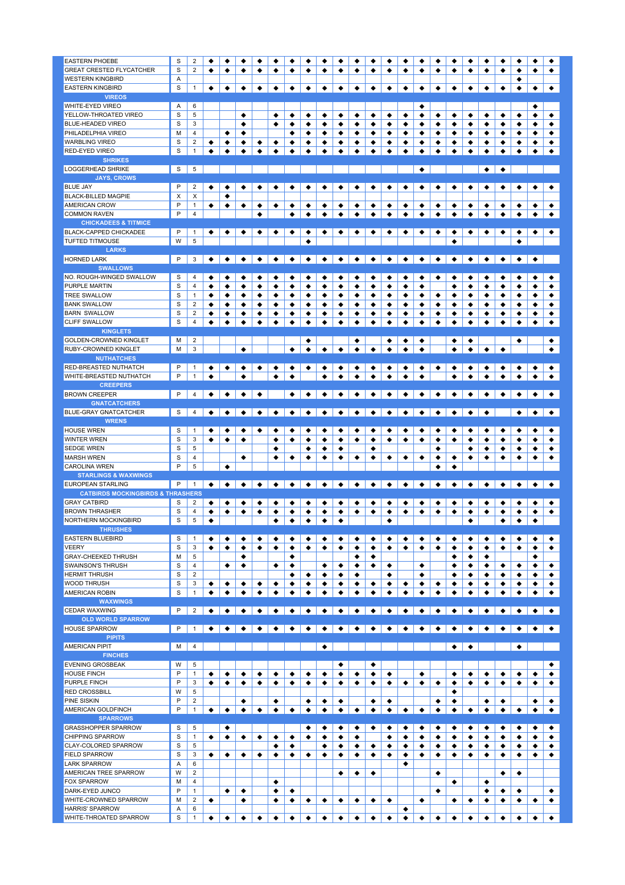| | | | | | | | | | | | | | | | | | | | | | | | | |
|---|---|---|---|---|---|---|---|---|---|---|---|---|---|---|---|---|---|---|---|---|---|---|---|---|
| EASTERN PHOEBE | S | 2 | ◆ | ◆ | ◆ | ◆ | ◆ | ◆ | ◆ | ◆ | ◆ | ◆ | ◆ | ◆ | ◆ | ◆ | ◆ | ◆ | ◆ | ◆ | ◆ | ◆ | ◆ | ◆ |
| GREAT CRESTED FLYCATCHER | S | 2 | ◆ | ◆ | ◆ | ◆ | ◆ | ◆ | ◆ | ◆ | ◆ | ◆ | ◆ | ◆ | ◆ | ◆ | ◆ | ◆ | ◆ | ◆ | ◆ | ◆ | ◆ | ◆ |
| WESTERN KINGBIRD | A | | | | | | | | | | | | | | | | | | | | | ◆ | | |
| EASTERN KINGBIRD | S | 1 | ◆ | ◆ | ◆ | ◆ | ◆ | ◆ | ◆ | ◆ | ◆ | ◆ | ◆ | ◆ | ◆ | ◆ | ◆ | ◆ | ◆ | ◆ | ◆ | ◆ | ◆ | ◆ |
| **VIREOS** | | | | | | | | | | | | | | | | | | | | | | | | |
| WHITE-EYED VIREO | A | 6 | | | | | | | | | | | | | | ◆ | | | | | | | ◆ | |
| YELLOW-THROATED VIREO | S | 5 | | | ◆ | | ◆ | ◆ | ◆ | ◆ | ◆ | ◆ | ◆ | ◆ | ◆ | ◆ | ◆ | ◆ | ◆ | ◆ | ◆ | ◆ | ◆ | ◆ |
| BLUE-HEADED VIREO | S | 3 | | | ◆ | | ◆ | ◆ | ◆ | ◆ | ◆ | ◆ | ◆ | ◆ | ◆ | ◆ | ◆ | ◆ | ◆ | ◆ | ◆ | ◆ | ◆ | ◆ |
| PHILADELPHIA VIREO | M | 4 | | ◆ | ◆ | | | ◆ | ◆ | ◆ | ◆ | ◆ | ◆ | ◆ | ◆ | ◆ | ◆ | ◆ | ◆ | ◆ | ◆ | ◆ | ◆ | ◆ |
| WARBLING VIREO | S | 2 | ◆ | ◆ | ◆ | ◆ | ◆ | ◆ | ◆ | ◆ | ◆ | ◆ | ◆ | ◆ | ◆ | ◆ | ◆ | ◆ | ◆ | ◆ | ◆ | ◆ | ◆ | ◆ |
| RED-EYED VIREO | S | 1 | ◆ | ◆ | ◆ | ◆ | ◆ | ◆ | ◆ | ◆ | ◆ | ◆ | ◆ | ◆ | ◆ | ◆ | ◆ | ◆ | ◆ | ◆ | ◆ | ◆ | ◆ | ◆ |
| **SHRIKES** | | | | | | | | | | | | | | | | | | | | | | | | |
| LOGGERHEAD SHRIKE | S | 5 | | | | | | | | | | | | | | ◆ | | | | ◆ | ◆ | | | |
| **JAYS, CROWS** | | | | | | | | | | | | | | | | | | | | | | | | |
| BLUE JAY | P | 2 | ◆ | ◆ | ◆ | ◆ | ◆ | ◆ | ◆ | ◆ | ◆ | ◆ | ◆ | ◆ | ◆ | ◆ | ◆ | ◆ | ◆ | ◆ | ◆ | ◆ | ◆ | ◆ |
| BLACK-BILLED MAGPIE | X | X | | ◆ | | | | | | | | | | | | | | | | | | | | |
| AMERICAN CROW | P | 1 | ◆ | ◆ | ◆ | ◆ | ◆ | ◆ | ◆ | ◆ | ◆ | ◆ | ◆ | ◆ | ◆ | ◆ | ◆ | ◆ | ◆ | ◆ | ◆ | ◆ | ◆ | ◆ |
| COMMON RAVEN | P | 4 | | | | ◆ | | ◆ | ◆ | ◆ | ◆ | ◆ | ◆ | ◆ | ◆ | ◆ | ◆ | ◆ | ◆ | ◆ | ◆ | ◆ | ◆ | ◆ |
| **CHICKADEES & TITMICE** | | | | | | | | | | | | | | | | | | | | | | | | |
| BLACK-CAPPED CHICKADEE | P | 1 | ◆ | ◆ | ◆ | ◆ | ◆ | ◆ | ◆ | ◆ | ◆ | ◆ | ◆ | ◆ | ◆ | ◆ | ◆ | ◆ | ◆ | ◆ | ◆ | ◆ | ◆ | ◆ |
| TUFTED TITMOUSE | W | 5 | | | | | | | ◆ | | | | | | | | | ◆ | | | | ◆ | | |
| **LARKS** | | | | | | | | | | | | | | | | | | | | | | | | |
| HORNED LARK | P | 3 | ◆ | ◆ | ◆ | ◆ | ◆ | ◆ | ◆ | ◆ | ◆ | ◆ | ◆ | ◆ | ◆ | ◆ | ◆ | ◆ | ◆ | ◆ | ◆ | ◆ | ◆ | |
| **SWALLOWS** | | | | | | | | | | | | | | | | | | | | | | | | |
| NO. ROUGH-WINGED SWALLOW | S | 4 | ◆ | ◆ | ◆ | ◆ | ◆ | ◆ | ◆ | ◆ | ◆ | ◆ | ◆ | ◆ | ◆ | ◆ | ◆ | ◆ | ◆ | ◆ | ◆ | ◆ | ◆ | ◆ |
| PURPLE MARTIN | S | 4 | ◆ | ◆ | ◆ | ◆ | ◆ | ◆ | ◆ | ◆ | ◆ | ◆ | ◆ | ◆ | ◆ | ◆ | | ◆ | ◆ | ◆ | ◆ | ◆ | ◆ | ◆ |
| TREE SWALLOW | S | 1 | ◆ | ◆ | ◆ | ◆ | ◆ | ◆ | ◆ | ◆ | ◆ | ◆ | ◆ | ◆ | ◆ | ◆ | ◆ | ◆ | ◆ | ◆ | ◆ | ◆ | ◆ | ◆ |
| BANK SWALLOW | S | 2 | ◆ | ◆ | ◆ | ◆ | ◆ | ◆ | ◆ | ◆ | ◆ | ◆ | ◆ | ◆ | ◆ | ◆ | ◆ | ◆ | ◆ | ◆ | ◆ | ◆ | ◆ | ◆ |
| BARN SWALLOW | S | 2 | ◆ | ◆ | ◆ | ◆ | ◆ | ◆ | ◆ | ◆ | ◆ | ◆ | ◆ | ◆ | ◆ | ◆ | ◆ | ◆ | ◆ | ◆ | ◆ | ◆ | ◆ | ◆ |
| CLIFF SWALLOW | S | 4 | ◆ | ◆ | ◆ | ◆ | ◆ | ◆ | ◆ | ◆ | ◆ | ◆ | ◆ | ◆ | ◆ | ◆ | ◆ | ◆ | ◆ | ◆ | ◆ | ◆ | ◆ | ◆ |
| **KINGLETS** | | | | | | | | | | | | | | | | | | | | | | | | |
| GOLDEN-CROWNED KINGLET | M | 2 | | | | | | | ◆ | | | ◆ | | ◆ | ◆ | ◆ | | ◆ | ◆ | | | ◆ | | ◆ |
| RUBY-CROWNED KINGLET | M | 3 | | | ◆ | | | ◆ | ◆ | ◆ | ◆ | ◆ | ◆ | ◆ | ◆ | ◆ | | ◆ | ◆ | ◆ | ◆ | | | ◆ |
| **NUTHATCHES** | | | | | | | | | | | | | | | | | | | | | | | | |
| RED-BREASTED NUTHATCH | P | 1 | ◆ | ◆ | ◆ | ◆ | ◆ | ◆ | ◆ | ◆ | ◆ | ◆ | ◆ | ◆ | ◆ | ◆ | ◆ | ◆ | ◆ | ◆ | ◆ | ◆ | ◆ | ◆ |
| WHITE-BREASTED NUTHATCH | P | 1 | ◆ | | ◆ | | ◆ | ◆ | | ◆ | ◆ | ◆ | ◆ | ◆ | ◆ | ◆ | | ◆ | ◆ | ◆ | ◆ | ◆ | ◆ | ◆ |
| **CREEPERS** | | | | | | | | | | | | | | | | | | | | | | | | |
| BROWN CREEPER | P | 4 | ◆ | ◆ | ◆ | ◆ | | ◆ | ◆ | ◆ | ◆ | ◆ | ◆ | ◆ | ◆ | ◆ | ◆ | ◆ | ◆ | ◆ | ◆ | ◆ | ◆ | ◆ |
| **GNATCATCHERS** | | | | | | | | | | | | | | | | | | | | | | | | |
| BLUE-GRAY GNATCATCHER | S | 4 | ◆ | ◆ | ◆ | ◆ | ◆ | ◆ | ◆ | ◆ | ◆ | ◆ | ◆ | ◆ | ◆ | ◆ | ◆ | ◆ | ◆ | ◆ | | ◆ | ◆ | ◆ |
| **WRENS** | | | | | | | | | | | | | | | | | | | | | | | | |
| HOUSE WREN | S | 1 | ◆ | ◆ | ◆ | ◆ | ◆ | ◆ | ◆ | ◆ | ◆ | ◆ | ◆ | ◆ | ◆ | ◆ | ◆ | ◆ | ◆ | ◆ | ◆ | ◆ | ◆ | ◆ |
| WINTER WREN | S | 3 | ◆ | ◆ | ◆ | | ◆ | ◆ | ◆ | ◆ | ◆ | ◆ | ◆ | ◆ | ◆ | ◆ | ◆ | ◆ | ◆ | ◆ | ◆ | ◆ | ◆ | ◆ |
| SEDGE WREN | S | 5 | | | | | ◆ | | ◆ | ◆ | ◆ | | ◆ | | | | ◆ | | ◆ | ◆ | ◆ | ◆ | ◆ | ◆ |
| MARSH WREN | S | 4 | | | ◆ | | ◆ | ◆ | ◆ | ◆ | ◆ | ◆ | ◆ | ◆ | ◆ | ◆ | | ◆ | ◆ | ◆ | ◆ | ◆ | ◆ | ◆ |
| CAROLINA WREN | P | 5 | | ◆ | | | | | | | | | | | | | ◆ | ◆ | | | | | | |
| **STARLINGS & WAXWINGS** | | | | | | | | | | | | | | | | | | | | | | | | |
| EUROPEAN STARLING | P | 1 | ◆ | ◆ | ◆ | ◆ | ◆ | ◆ | ◆ | ◆ | ◆ | ◆ | ◆ | ◆ | ◆ | ◆ | ◆ | ◆ | ◆ | ◆ | ◆ | ◆ | ◆ | ◆ |
| **CATBIRDS MOCKINGBIRDS & THRASHERS** | | | | | | | | | | | | | | | | | | | | | | | | |
| GRAY CATBIRD | S | 2 | ◆ | ◆ | ◆ | ◆ | ◆ | ◆ | ◆ | ◆ | ◆ | ◆ | ◆ | ◆ | ◆ | ◆ | ◆ | ◆ | ◆ | ◆ | ◆ | ◆ | ◆ | ◆ |
| BROWN THRASHER | S | 4 | ◆ | ◆ | ◆ | ◆ | ◆ | ◆ | ◆ | ◆ | ◆ | ◆ | ◆ | ◆ | ◆ | ◆ | ◆ | ◆ | ◆ | ◆ | ◆ | ◆ | ◆ | ◆ |
| NORTHERN MOCKINGBIRD | S | 5 | ◆ | | | | ◆ | ◆ | ◆ | ◆ | ◆ | | | ◆ | | | | | ◆ | | ◆ | ◆ | ◆ | |
| **THRUSHES** | | | | | | | | | | | | | | | | | | | | | | | | |
| EASTERN BLUEBIRD | S | 1 | ◆ | ◆ | ◆ | ◆ | ◆ | ◆ | ◆ | ◆ | ◆ | ◆ | ◆ | ◆ | ◆ | ◆ | ◆ | ◆ | ◆ | ◆ | ◆ | ◆ | ◆ | ◆ |
| VEERY | S | 3 | ◆ | ◆ | ◆ | ◆ | ◆ | ◆ | ◆ | ◆ | ◆ | ◆ | ◆ | ◆ | ◆ | ◆ | ◆ | ◆ | ◆ | ◆ | ◆ | ◆ | ◆ | ◆ |
| GRAY-CHEEKED THRUSH | M | 5 | | | ◆ | | | ◆ | | | | ◆ | ◆ | | | | | ◆ | ◆ | ◆ | | | ◆ | |
| SWAINSON'S THRUSH | S | 4 | | ◆ | ◆ | | ◆ | ◆ | | ◆ | ◆ | ◆ | ◆ | ◆ | | ◆ | | ◆ | ◆ | ◆ | ◆ | ◆ | ◆ | ◆ |
| HERMIT THRUSH | S | 2 | | | | | | ◆ | ◆ | ◆ | ◆ | ◆ | | ◆ | | ◆ | | ◆ | ◆ | ◆ | ◆ | ◆ | ◆ | ◆ |
| WOOD THRUSH | S | 3 | ◆ | ◆ | ◆ | ◆ | ◆ | ◆ | ◆ | ◆ | ◆ | ◆ | ◆ | ◆ | ◆ | ◆ | ◆ | ◆ | ◆ | ◆ | ◆ | ◆ | ◆ | ◆ |
| AMERICAN ROBIN | S | 1 | ◆ | ◆ | ◆ | ◆ | ◆ | ◆ | ◆ | ◆ | ◆ | ◆ | ◆ | ◆ | ◆ | ◆ | ◆ | ◆ | ◆ | ◆ | ◆ | ◆ | ◆ | ◆ |
| **WAXWINGS** | | | | | | | | | | | | | | | | | | | | | | | | |
| CEDAR WAXWING | P | 2 | ◆ | ◆ | ◆ | ◆ | ◆ | ◆ | ◆ | ◆ | ◆ | ◆ | ◆ | ◆ | ◆ | ◆ | ◆ | ◆ | ◆ | ◆ | ◆ | ◆ | ◆ | ◆ |
| **OLD WORLD SPARROW** | | | | | | | | | | | | | | | | | | | | | | | | |
| HOUSE SPARROW | P | 1 | ◆ | ◆ | ◆ | ◆ | ◆ | ◆ | ◆ | ◆ | ◆ | ◆ | ◆ | ◆ | ◆ | ◆ | ◆ | ◆ | ◆ | ◆ | ◆ | ◆ | ◆ | ◆ |
| **PIPITS** | | | | | | | | | | | | | | | | | | | | | | | | |
| AMERICAN PIPIT | M | 4 | | | | | | | | ◆ | | | | | | | | ◆ | ◆ | | | ◆ | | |
| **FINCHES** | | | | | | | | | | | | | | | | | | | | | | | | |
| EVENING GROSBEAK | W | 5 | | | | | | | | | ◆ | | ◆ | | | | | | | | | | | ◆ |
| HOUSE FINCH | P | 1 | ◆ | ◆ | ◆ | ◆ | ◆ | ◆ | ◆ | ◆ | ◆ | ◆ | ◆ | ◆ | | ◆ | | ◆ | ◆ | ◆ | ◆ | ◆ | ◆ | ◆ |
| PURPLE FINCH | P | 3 | ◆ | ◆ | ◆ | ◆ | ◆ | ◆ | ◆ | ◆ | ◆ | ◆ | ◆ | ◆ | ◆ | ◆ | ◆ | ◆ | ◆ | ◆ | ◆ | ◆ | ◆ | ◆ |
| RED CROSSBILL | W | 5 | | | | | | | | | | | | | | | | ◆ | | | | | | |
| PINE SISKIN | P | 2 | | | ◆ | | ◆ | | ◆ | ◆ | ◆ | | ◆ | ◆ | | | ◆ | ◆ | | ◆ | ◆ | | ◆ | ◆ |
| AMERICAN GOLDFINCH | P | 1 | ◆ | ◆ | ◆ | ◆ | ◆ | ◆ | ◆ | ◆ | ◆ | ◆ | ◆ | ◆ | ◆ | ◆ | ◆ | ◆ | ◆ | ◆ | ◆ | ◆ | ◆ | ◆ |
| **SPARROWS** | | | | | | | | | | | | | | | | | | | | | | | | |
| GRASSHOPPER SPARROW | S | 5 | | ◆ | | | | | ◆ | ◆ | ◆ | ◆ | ◆ | ◆ | ◆ | ◆ | ◆ | ◆ | ◆ | ◆ | ◆ | ◆ | ◆ | ◆ |
| CHIPPING SPARROW | S | 1 | ◆ | ◆ | ◆ | ◆ | ◆ | ◆ | ◆ | ◆ | ◆ | ◆ | | ◆ | ◆ | ◆ | ◆ | ◆ | ◆ | ◆ | ◆ | ◆ | ◆ | ◆ |
| CLAY-COLORED SPARROW | S | 5 | | | | | ◆ | ◆ | | ◆ | ◆ | ◆ | ◆ | ◆ | ◆ | ◆ | ◆ | ◆ | ◆ | ◆ | ◆ | ◆ | ◆ | ◆ |
| FIELD SPARROW | S | 3 | ◆ | ◆ | ◆ | ◆ | ◆ | ◆ | ◆ | ◆ | ◆ | ◆ | ◆ | ◆ | ◆ | ◆ | ◆ | ◆ | ◆ | ◆ | ◆ | ◆ | ◆ | ◆ |
| LARK SPARROW | A | 6 | | | | | | | | | | | | | ◆ | | | | | | | | | |
| AMERICAN TREE SPARROW | W | 2 | | | | | ◆ | | | | ◆ | ◆ | ◆ | | | | ◆ | | | | ◆ | ◆ | | |
| FOX SPARROW | M | 4 | | | | | ◆ | | | | | | | | | | | ◆ | | ◆ | | | | |
| DARK-EYED JUNCO | P | 1 | | ◆ | ◆ | | ◆ | ◆ | | | | | | | | | ◆ | | | ◆ | ◆ | ◆ | | ◆ |
| WHITE-CROWNED SPARROW | M | 2 | ◆ | | ◆ | | ◆ | ◆ | ◆ | ◆ | ◆ | ◆ | ◆ | ◆ | | ◆ | | ◆ | ◆ | ◆ | ◆ | ◆ | ◆ | ◆ |
| HARRIS' SPARROW | A | 6 | | | | | | | | | | | | | ◆ | | | | | | | | | |
| WHITE-THROATED SPARROW | S | 1 | ◆ | ◆ | ◆ | ◆ | ◆ | ◆ | ◆ | ◆ | ◆ | ◆ | ◆ | ◆ | ◆ | ◆ | ◆ | ◆ | ◆ | ◆ | ◆ | ◆ | ◆ | ◆ |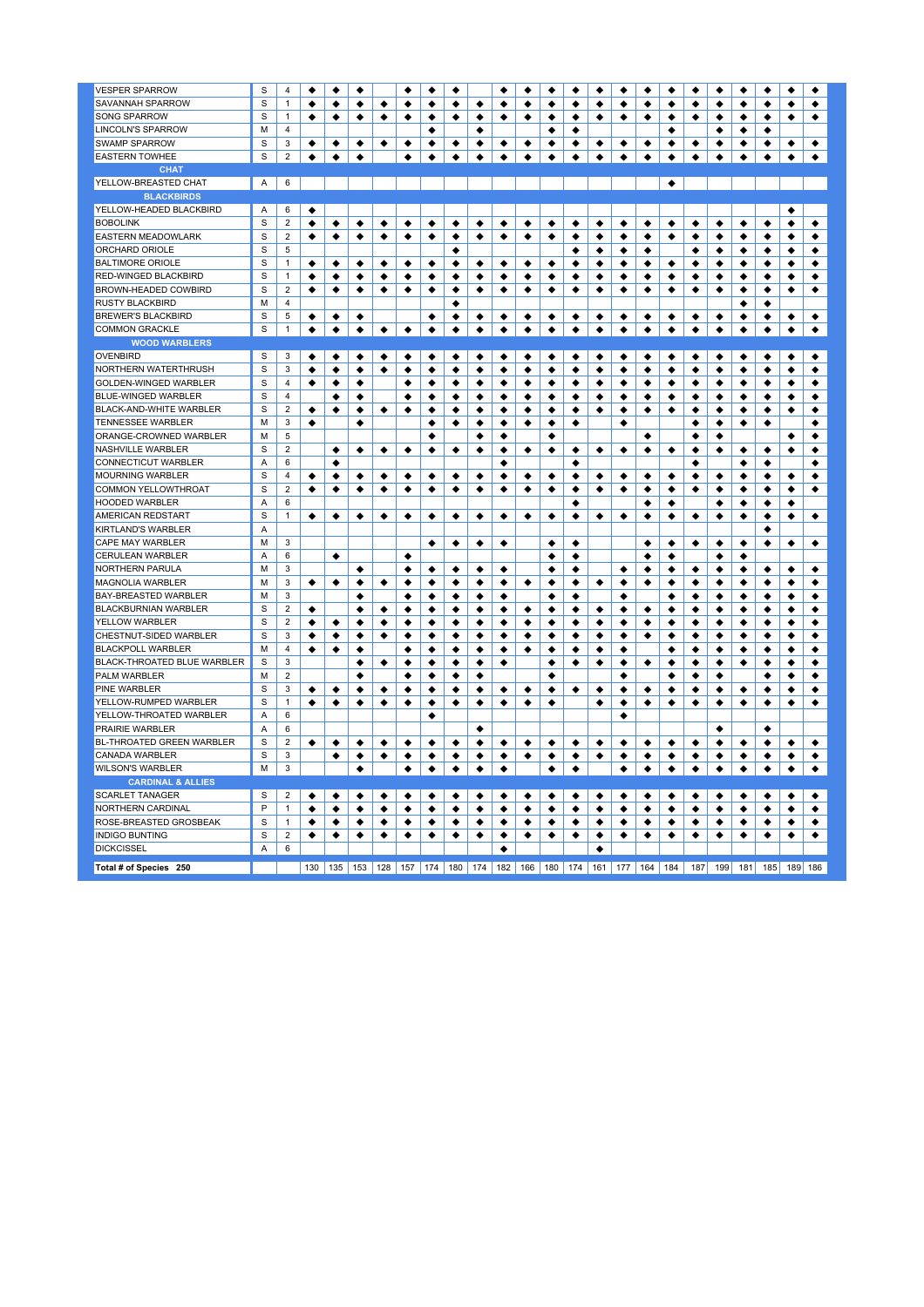| | | | | | | | | | | | | | | | | | | | | | | | |
|---|---|---|---|---|---|---|---|---|---|---|---|---|---|---|---|---|---|---|---|---|---|---|---|
| VESPER SPARROW | S | 4 | ◆ | ◆ | ◆ | | ◆ | ◆ | ◆ | | ◆ | ◆ | ◆ | ◆ | ◆ | ◆ | ◆ | ◆ | ◆ | ◆ | ◆ | ◆ | ◆ | ◆ |
| SAVANNAH SPARROW | S | 1 | ◆ | ◆ | ◆ | ◆ | ◆ | ◆ | ◆ | ◆ | ◆ | ◆ | ◆ | ◆ | ◆ | ◆ | ◆ | ◆ | ◆ | ◆ | ◆ | ◆ | ◆ | ◆ |
| SONG SPARROW | S | 1 | ◆ | ◆ | ◆ | ◆ | ◆ | ◆ | ◆ | ◆ | ◆ | ◆ | ◆ | ◆ | ◆ | ◆ | ◆ | ◆ | ◆ | ◆ | ◆ | ◆ | ◆ | ◆ |
| LINCOLN'S SPARROW | M | 4 | | | | | | ◆ | | ◆ | | | ◆ | ◆ | | | | ◆ | | ◆ | ◆ | ◆ | | |
| SWAMP SPARROW | S | 3 | ◆ | ◆ | ◆ | ◆ | ◆ | ◆ | ◆ | ◆ | ◆ | ◆ | ◆ | ◆ | ◆ | ◆ | ◆ | ◆ | ◆ | ◆ | ◆ | ◆ | ◆ | ◆ |
| EASTERN TOWHEE | S | 2 | ◆ | ◆ | ◆ | | ◆ | ◆ | ◆ | ◆ | ◆ | ◆ | ◆ | ◆ | ◆ | ◆ | ◆ | ◆ | ◆ | ◆ | ◆ | ◆ | ◆ | ◆ |
| **CHAT** | | | | | | | | | | | | | | | | | | | | | | | | |
| YELLOW-BREASTED CHAT | A | 6 | | | | | | | | | | | | | | | | ◆ | | | | | | |
| **BLACKBIRDS** | | | | | | | | | | | | | | | | | | | | | | | | |
| YELLOW-HEADED BLACKBIRD | A | 6 | ◆ | | | | | | | | | | | | | | | | | | | | ◆ | |
| BOBOLINK | S | 2 | ◆ | ◆ | ◆ | ◆ | ◆ | ◆ | ◆ | ◆ | ◆ | ◆ | ◆ | ◆ | ◆ | ◆ | ◆ | ◆ | ◆ | ◆ | ◆ | ◆ | ◆ | ◆ |
| EASTERN MEADOWLARK | S | 2 | ◆ | ◆ | ◆ | ◆ | ◆ | ◆ | ◆ | ◆ | ◆ | ◆ | ◆ | ◆ | ◆ | ◆ | ◆ | ◆ | ◆ | ◆ | ◆ | ◆ | ◆ | ◆ |
| ORCHARD ORIOLE | S | 5 | | | | | | | ◆ | | | | | ◆ | ◆ | ◆ | ◆ | | ◆ | ◆ | ◆ | ◆ | ◆ | ◆ |
| BALTIMORE ORIOLE | S | 1 | ◆ | ◆ | ◆ | ◆ | ◆ | ◆ | ◆ | ◆ | ◆ | ◆ | ◆ | ◆ | ◆ | ◆ | ◆ | ◆ | ◆ | ◆ | ◆ | ◆ | ◆ | ◆ |
| RED-WINGED BLACKBIRD | S | 1 | ◆ | ◆ | ◆ | ◆ | ◆ | ◆ | ◆ | ◆ | ◆ | ◆ | ◆ | ◆ | ◆ | ◆ | ◆ | ◆ | ◆ | ◆ | ◆ | ◆ | ◆ | ◆ |
| BROWN-HEADED COWBIRD | S | 2 | ◆ | ◆ | ◆ | ◆ | ◆ | ◆ | ◆ | ◆ | ◆ | ◆ | ◆ | ◆ | ◆ | ◆ | ◆ | ◆ | ◆ | ◆ | ◆ | ◆ | ◆ | ◆ |
| RUSTY BLACKBIRD | M | 4 | | | | | | | ◆ | | | | | | | | | | | | ◆ | ◆ | | |
| BREWER'S BLACKBIRD | S | 5 | ◆ | ◆ | ◆ | | | ◆ | ◆ | ◆ | ◆ | ◆ | ◆ | ◆ | ◆ | ◆ | ◆ | ◆ | ◆ | ◆ | ◆ | ◆ | ◆ | ◆ |
| COMMON GRACKLE | S | 1 | ◆ | ◆ | ◆ | ◆ | ◆ | ◆ | ◆ | ◆ | ◆ | ◆ | ◆ | ◆ | ◆ | ◆ | ◆ | ◆ | ◆ | ◆ | ◆ | ◆ | ◆ | ◆ |
| **WOOD WARBLERS** | | | | | | | | | | | | | | | | | | | | | | | | |
| OVENBIRD | S | 3 | ◆ | ◆ | ◆ | ◆ | ◆ | ◆ | ◆ | ◆ | ◆ | ◆ | ◆ | ◆ | ◆ | ◆ | ◆ | ◆ | ◆ | ◆ | ◆ | ◆ | ◆ | ◆ |
| NORTHERN WATERTHRUSH | S | 3 | ◆ | ◆ | ◆ | ◆ | ◆ | ◆ | ◆ | ◆ | ◆ | ◆ | ◆ | ◆ | ◆ | ◆ | ◆ | ◆ | ◆ | ◆ | ◆ | ◆ | ◆ | ◆ |
| GOLDEN-WINGED WARBLER | S | 4 | ◆ | ◆ | ◆ | | ◆ | ◆ | ◆ | ◆ | ◆ | ◆ | ◆ | ◆ | ◆ | ◆ | ◆ | ◆ | ◆ | ◆ | ◆ | ◆ | ◆ | ◆ |
| BLUE-WINGED WARBLER | S | 4 | | ◆ | ◆ | | ◆ | ◆ | ◆ | ◆ | ◆ | ◆ | ◆ | ◆ | ◆ | ◆ | ◆ | ◆ | ◆ | ◆ | ◆ | ◆ | ◆ | ◆ |
| BLACK-AND-WHITE WARBLER | S | 2 | ◆ | ◆ | ◆ | ◆ | ◆ | ◆ | ◆ | ◆ | ◆ | ◆ | ◆ | ◆ | ◆ | ◆ | ◆ | ◆ | ◆ | ◆ | ◆ | ◆ | ◆ | ◆ |
| TENNESSEE WARBLER | M | 3 | ◆ | | ◆ | | | ◆ | ◆ | ◆ | ◆ | ◆ | ◆ | ◆ | | ◆ | | | ◆ | ◆ | ◆ | ◆ | | ◆ |
| ORANGE-CROWNED WARBLER | M | 5 | | | | | | ◆ | | ◆ | ◆ | | ◆ | | | | ◆ | | ◆ | ◆ | | | ◆ | ◆ |
| NASHVILLE WARBLER | S | 2 | | ◆ | ◆ | ◆ | ◆ | ◆ | ◆ | ◆ | ◆ | ◆ | ◆ | ◆ | ◆ | ◆ | ◆ | ◆ | ◆ | ◆ | ◆ | ◆ | ◆ | ◆ |
| CONNECTICUT WARBLER | A | 6 | | ◆ | | | | | | | ◆ | | | ◆ | | | | | ◆ | | ◆ | ◆ | | ◆ |
| MOURNING WARBLER | S | 4 | ◆ | ◆ | ◆ | ◆ | ◆ | ◆ | ◆ | ◆ | ◆ | ◆ | ◆ | ◆ | ◆ | ◆ | ◆ | ◆ | ◆ | ◆ | ◆ | ◆ | ◆ | ◆ |
| COMMON YELLOWTHROAT | S | 2 | ◆ | ◆ | ◆ | ◆ | ◆ | ◆ | ◆ | ◆ | ◆ | ◆ | ◆ | ◆ | ◆ | ◆ | ◆ | ◆ | ◆ | ◆ | ◆ | ◆ | ◆ | ◆ |
| HOODED WARBLER | A | 6 | | | | | | | | | | | | ◆ | | | ◆ | ◆ | | ◆ | ◆ | ◆ | ◆ | |
| AMERICAN REDSTART | S | 1 | ◆ | ◆ | ◆ | ◆ | ◆ | ◆ | ◆ | ◆ | ◆ | ◆ | ◆ | ◆ | ◆ | ◆ | ◆ | ◆ | ◆ | ◆ | ◆ | ◆ | ◆ | ◆ |
| KIRTLAND'S WARBLER | A | | | | | | | | | | | | | | | | | | | | | ◆ | | |
| CAPE MAY WARBLER | M | 3 | | | | | | ◆ | ◆ | ◆ | ◆ | | ◆ | ◆ | | | ◆ | ◆ | ◆ | ◆ | ◆ | ◆ | ◆ | ◆ |
| CERULEAN WARBLER | A | 6 | | ◆ | | | ◆ | | | | | | ◆ | ◆ | | | ◆ | ◆ | | ◆ | ◆ | | | |
| NORTHERN PARULA | M | 3 | | | ◆ | | ◆ | ◆ | ◆ | ◆ | ◆ | | ◆ | ◆ | | ◆ | ◆ | ◆ | ◆ | ◆ | ◆ | ◆ | ◆ | ◆ |
| MAGNOLIA WARBLER | M | 3 | ◆ | ◆ | ◆ | ◆ | ◆ | ◆ | ◆ | ◆ | ◆ | ◆ | ◆ | ◆ | ◆ | ◆ | ◆ | ◆ | ◆ | ◆ | ◆ | ◆ | ◆ | ◆ |
| BAY-BREASTED WARBLER | M | 3 | | | ◆ | | ◆ | ◆ | ◆ | ◆ | ◆ | | ◆ | ◆ | | ◆ | | ◆ | ◆ | ◆ | ◆ | ◆ | ◆ | ◆ |
| BLACKBURNIAN WARBLER | S | 2 | ◆ | | ◆ | ◆ | ◆ | ◆ | ◆ | ◆ | ◆ | ◆ | ◆ | ◆ | ◆ | ◆ | ◆ | ◆ | ◆ | ◆ | ◆ | ◆ | ◆ | ◆ |
| YELLOW WARBLER | S | 2 | ◆ | ◆ | ◆ | ◆ | ◆ | ◆ | ◆ | ◆ | ◆ | ◆ | ◆ | ◆ | ◆ | ◆ | ◆ | ◆ | ◆ | ◆ | ◆ | ◆ | ◆ | ◆ |
| CHESTNUT-SIDED WARBLER | S | 3 | ◆ | ◆ | ◆ | ◆ | ◆ | ◆ | ◆ | ◆ | ◆ | ◆ | ◆ | ◆ | ◆ | ◆ | ◆ | ◆ | ◆ | ◆ | ◆ | ◆ | ◆ | ◆ |
| BLACKPOLL WARBLER | M | 4 | ◆ | ◆ | ◆ | | ◆ | ◆ | ◆ | ◆ | ◆ | ◆ | ◆ | ◆ | ◆ | ◆ | | ◆ | ◆ | ◆ | ◆ | ◆ | ◆ | ◆ |
| BLACK-THROATED BLUE WARBLER | S | 3 | | | ◆ | ◆ | ◆ | ◆ | ◆ | ◆ | ◆ | | ◆ | ◆ | ◆ | ◆ | ◆ | ◆ | ◆ | ◆ | ◆ | ◆ | ◆ | ◆ |
| PALM WARBLER | M | 2 | | | ◆ | | ◆ | ◆ | ◆ | ◆ | | | ◆ | | | ◆ | | ◆ | ◆ | ◆ | | ◆ | ◆ | ◆ |
| PINE WARBLER | S | 3 | ◆ | ◆ | ◆ | ◆ | ◆ | ◆ | ◆ | ◆ | ◆ | ◆ | ◆ | ◆ | ◆ | ◆ | ◆ | ◆ | ◆ | ◆ | ◆ | ◆ | ◆ | ◆ |
| YELLOW-RUMPED WARBLER | S | 1 | ◆ | ◆ | ◆ | ◆ | ◆ | ◆ | ◆ | ◆ | ◆ | ◆ | ◆ | | ◆ | ◆ | ◆ | ◆ | ◆ | ◆ | ◆ | ◆ | ◆ | ◆ |
| YELLOW-THROATED WARBLER | A | 6 | | | | | | ◆ | | | | | | | | ◆ | | | | | | | | |
| PRAIRIE WARBLER | A | 6 | | | | | | | | ◆ | | | | | | | | | | ◆ | | ◆ | | |
| BL-THROATED GREEN WARBLER | S | 2 | ◆ | ◆ | ◆ | ◆ | ◆ | ◆ | ◆ | ◆ | ◆ | ◆ | ◆ | ◆ | ◆ | ◆ | ◆ | ◆ | ◆ | ◆ | ◆ | ◆ | ◆ | ◆ |
| CANADA WARBLER | S | 3 | | ◆ | ◆ | ◆ | ◆ | ◆ | ◆ | ◆ | ◆ | ◆ | ◆ | ◆ | ◆ | ◆ | ◆ | ◆ | ◆ | ◆ | ◆ | ◆ | ◆ | ◆ |
| WILSON'S WARBLER | M | 3 | | | ◆ | | ◆ | ◆ | ◆ | ◆ | ◆ | | ◆ | ◆ | | ◆ | ◆ | ◆ | ◆ | ◆ | ◆ | ◆ | ◆ | ◆ |
| **CARDINAL & ALLIES** | | | | | | | | | | | | | | | | | | | | | | | | |
| SCARLET TANAGER | S | 2 | ◆ | ◆ | ◆ | ◆ | ◆ | ◆ | ◆ | ◆ | ◆ | ◆ | ◆ | ◆ | ◆ | ◆ | ◆ | ◆ | ◆ | ◆ | ◆ | ◆ | ◆ | ◆ |
| NORTHERN CARDINAL | P | 1 | ◆ | ◆ | ◆ | ◆ | ◆ | ◆ | ◆ | ◆ | ◆ | ◆ | ◆ | ◆ | ◆ | ◆ | ◆ | ◆ | ◆ | ◆ | ◆ | ◆ | ◆ | ◆ |
| ROSE-BREASTED GROSBEAK | S | 1 | ◆ | ◆ | ◆ | ◆ | ◆ | ◆ | ◆ | ◆ | ◆ | ◆ | ◆ | ◆ | ◆ | ◆ | ◆ | ◆ | ◆ | ◆ | ◆ | ◆ | ◆ | ◆ |
| INDIGO BUNTING | S | 2 | ◆ | ◆ | ◆ | ◆ | ◆ | ◆ | ◆ | ◆ | ◆ | ◆ | ◆ | ◆ | ◆ | ◆ | ◆ | ◆ | ◆ | ◆ | ◆ | ◆ | ◆ | ◆ |
| DICKCISSEL | A | 6 | | | | | | | | | ◆ | | | | ◆ | | | | | | | | | |
| **Total # of Species 250** | | | 130 | 135 | 153 | 128 | 157 | 174 | 180 | 174 | 182 | 166 | 180 | 174 | 161 | 177 | 164 | 184 | 187 | 199 | 181 | 185 | 189 | 186 |